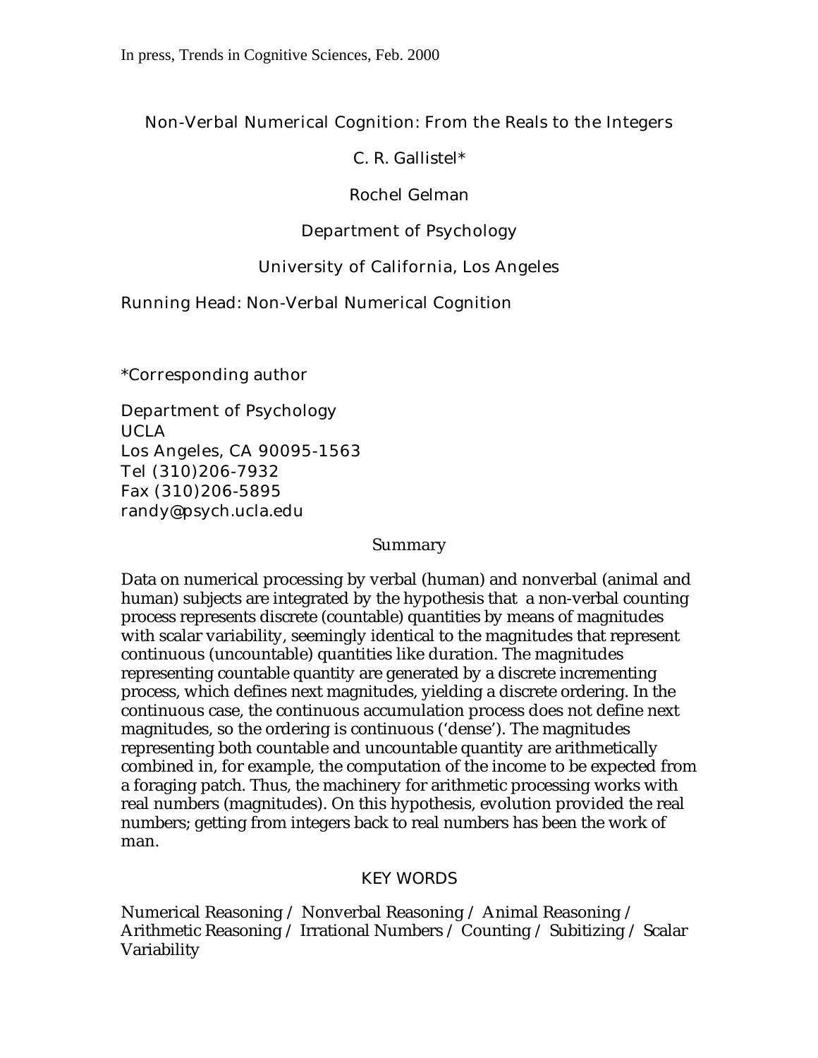In press, Trends in Cognitive Sciences, Feb. 2000

# Non-Verbal Numerical Cognition: From the Reals to the Integers

C. R. Gallistel*

Rochel Gelman

Department of Psychology

University of California, Los Angeles

Running Head: Non-Verbal Numerical Cognition

*Corresponding author

Department of Psychology
UCLA
Los Angeles, CA 90095-1563
Tel (310)206-7932
Fax (310)206-5895
randy@psych.ucla.edu

## Summary

Data on numerical processing by verbal (human) and nonverbal (animal and human) subjects are integrated by the hypothesis that a non-verbal counting process represents discrete (countable) quantities by means of magnitudes with scalar variability, seemingly identical to the magnitudes that represent continuous (uncountable) quantities like duration. The magnitudes representing countable quantity are generated by a discrete incrementing process, which defines next magnitudes, yielding a discrete ordering. In the continuous case, the continuous accumulation process does not define next magnitudes, so the ordering is continuous ('dense'). The magnitudes representing both countable and uncountable quantity are arithmetically combined in, for example, the computation of the income to be expected from a foraging patch. Thus, the machinery for arithmetic processing works with real numbers (magnitudes). On this hypothesis, evolution provided the real numbers; getting from integers back to real numbers has been the work of man.

## KEY WORDS

Numerical Reasoning / Nonverbal Reasoning / Animal Reasoning / Arithmetic Reasoning / Irrational Numbers / Counting / Subitizing / Scalar Variability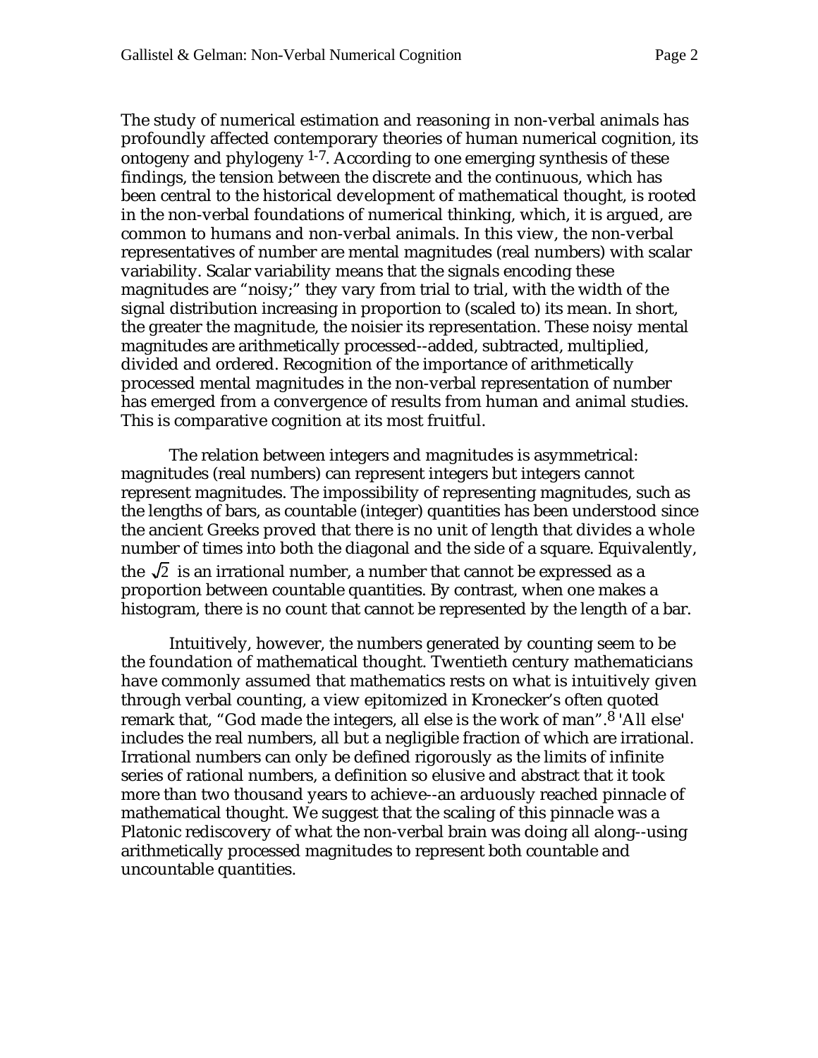The study of numerical estimation and reasoning in non-verbal animals has profoundly affected contemporary theories of human numerical cognition, its ontogeny and phylogeny [1-7]. According to one emerging synthesis of these findings, the tension between the discrete and the continuous, which has been central to the historical development of mathematical thought, is rooted in the non-verbal foundations of numerical thinking, which, it is argued, are common to humans and non-verbal animals. In this view, the non-verbal representatives of number are mental magnitudes (real numbers) with scalar variability. Scalar variability means that the signals encoding these magnitudes are "noisy;" they vary from trial to trial, with the width of the signal distribution increasing in proportion to (scaled to) its mean. In short, the greater the magnitude, the noisier its representation. These noisy mental magnitudes are arithmetically processed--added, subtracted, multiplied, divided and ordered. Recognition of the importance of arithmetically processed mental magnitudes in the non-verbal representation of number has emerged from a convergence of results from human and animal studies. This is comparative cognition at its most fruitful.

The relation between integers and magnitudes is asymmetrical: magnitudes (real numbers) can represent integers but integers cannot represent magnitudes. The impossibility of representing magnitudes, such as the lengths of bars, as countable (integer) quantities has been understood since the ancient Greeks proved that there is no unit of length that divides a whole number of times into both the diagonal and the side of a square. Equivalently, the $\sqrt{2}$ is an irrational number, a number that cannot be expressed as a proportion between countable quantities. By contrast, when one makes a histogram, there is no count that cannot be represented by the length of a bar.

Intuitively, however, the numbers generated by counting seem to be the foundation of mathematical thought. Twentieth century mathematicians have commonly assumed that mathematics rests on what is intuitively given through verbal counting, a view epitomized in Kronecker's often quoted remark that, "God made the integers, all else is the work of man".[8] 'All else' includes the real numbers, all but a negligible fraction of which are irrational. Irrational numbers can only be defined rigorously as the limits of infinite series of rational numbers, a definition so elusive and abstract that it took more than two thousand years to achieve--an arduously reached pinnacle of mathematical thought. We suggest that the scaling of this pinnacle was a Platonic rediscovery of what the non-verbal brain was doing all along--using arithmetically processed magnitudes to represent both countable and uncountable quantities.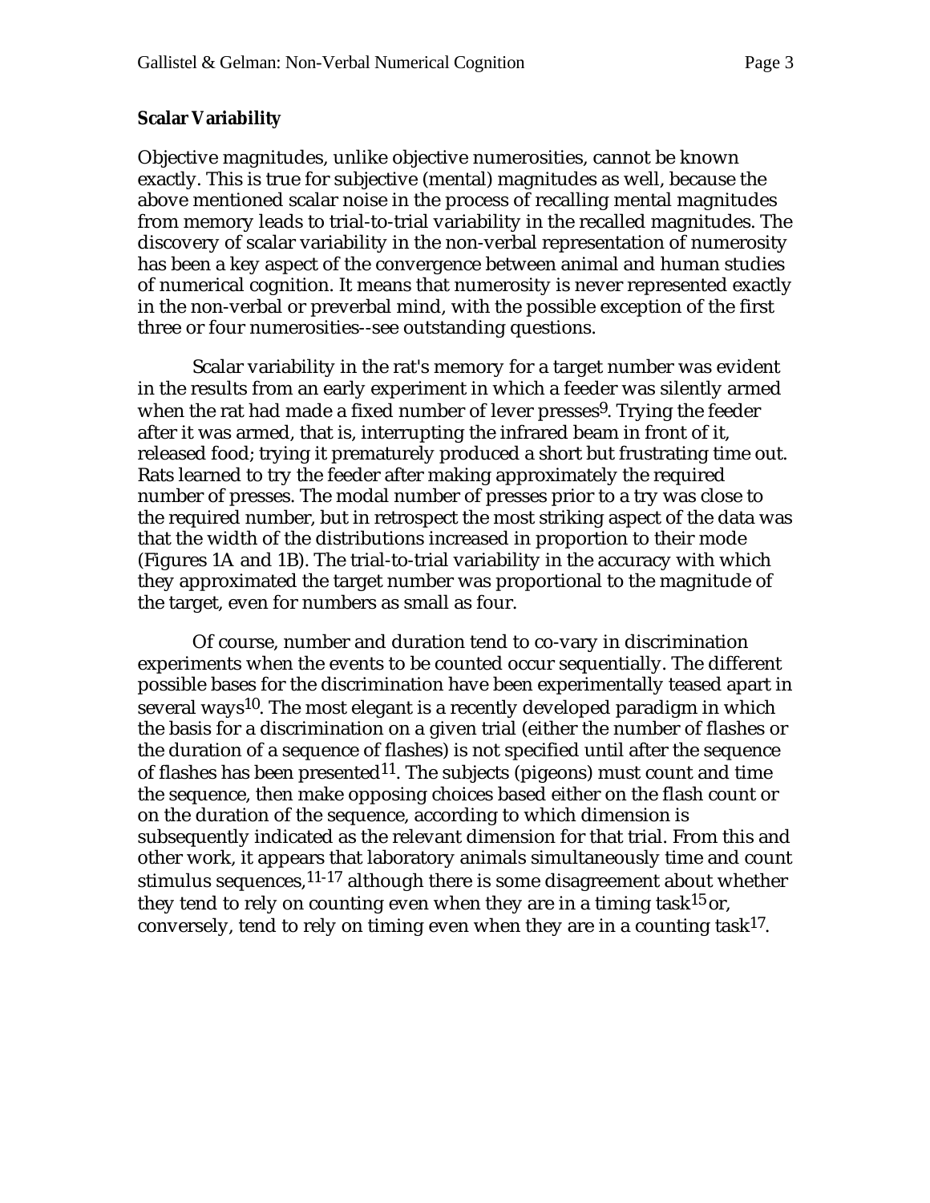**Scalar Variability**

Objective magnitudes, unlike objective numerosities, cannot be known exactly. This is true for subjective (mental) magnitudes as well, because the above mentioned scalar noise in the process of recalling mental magnitudes from memory leads to trial-to-trial variability in the recalled magnitudes. The discovery of scalar variability in the non-verbal representation of numerosity has been a key aspect of the convergence between animal and human studies of numerical cognition. It means that numerosity is never represented exactly in the non-verbal or preverbal mind, with the possible exception of the first three or four numerosities--see outstanding questions.

Scalar variability in the rat's memory for a target number was evident in the results from an early experiment in which a feeder was silently armed when the rat had made a fixed number of lever presses[9]. Trying the feeder after it was armed, that is, interrupting the infrared beam in front of it, released food; trying it prematurely produced a short but frustrating time out. Rats learned to try the feeder after making approximately the required number of presses. The modal number of presses prior to a try was close to the required number, but in retrospect the most striking aspect of the data was that the width of the distributions increased in proportion to their mode (Figures 1A and 1B). The trial-to-trial variability in the accuracy with which they approximated the target number was proportional to the magnitude of the target, even for numbers as small as four.

Of course, number and duration tend to co-vary in discrimination experiments when the events to be counted occur sequentially. The different possible bases for the discrimination have been experimentally teased apart in several ways[10]. The most elegant is a recently developed paradigm in which the basis for a discrimination on a given trial (either the number of flashes or the duration of a sequence of flashes) is not specified until after the sequence of flashes has been presented[11]. The subjects (pigeons) must count and time the sequence, then make opposing choices based either on the flash count or on the duration of the sequence, according to which dimension is subsequently indicated as the relevant dimension for that trial. From this and other work, it appears that laboratory animals simultaneously time and count stimulus sequences,[11-17] although there is some disagreement about whether they tend to rely on counting even when they are in a timing task[15] or, conversely, tend to rely on timing even when they are in a counting task[17].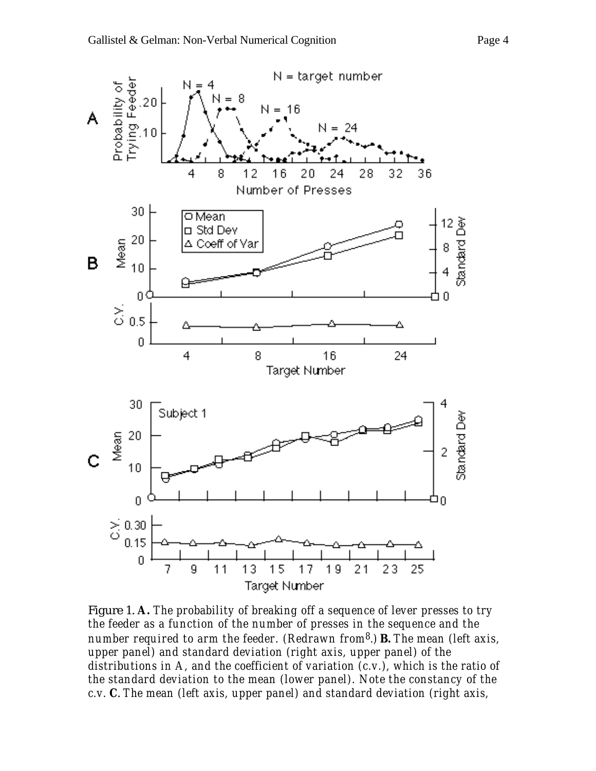**Figure 1. A.** *The probability of breaking off a sequence of lever presses to try the feeder as a function of the number of presses in the sequence and the number required to arm the feeder. (Redrawn from[8].)* **B.** *The mean (left axis, upper panel) and standard deviation (right axis, upper panel) of the distributions in A, and the coefficient of variation (c.v.), which is the ratio of the standard deviation to the mean (lower panel). Note the constancy of the c.v.* **C.** *The mean (left axis, upper panel) and standard deviation (right axis,*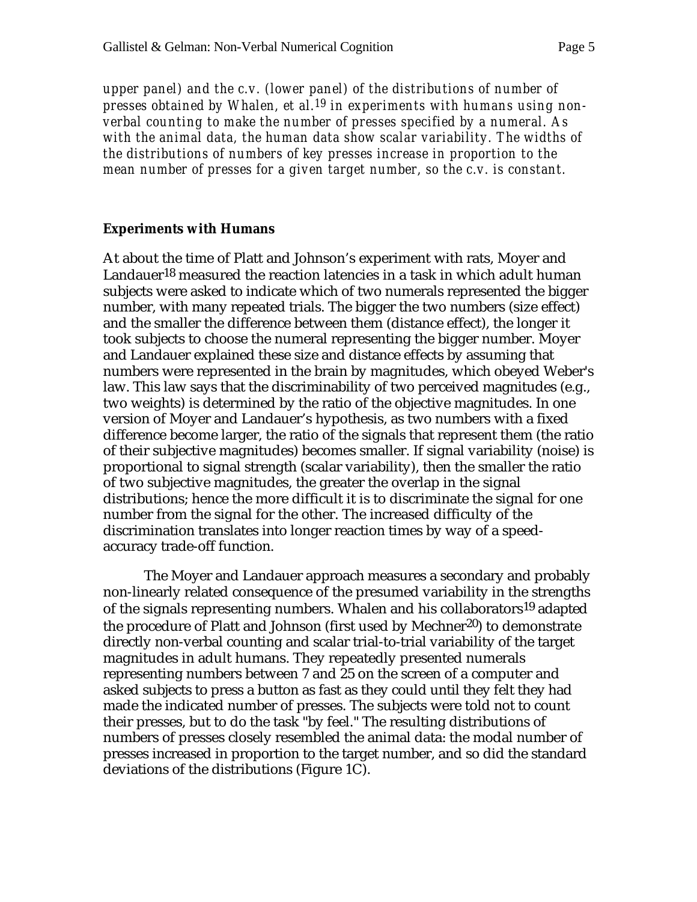*upper panel) and the c.v. (lower panel) of the distributions of number of presses obtained by Whalen, et al.*[19] *in experiments with humans using non-verbal counting to make the number of presses specified by a numeral. As with the animal data, the human data show scalar variability. The widths of the distributions of numbers of key presses increase in proportion to the mean number of presses for a given target number, so the c.v. is constant.*

**Experiments with Humans**

At about the time of Platt and Johnson's experiment with rats, Moyer and Landauer[18] measured the reaction latencies in a task in which adult human subjects were asked to indicate which of two numerals represented the bigger number, with many repeated trials. The bigger the two numbers (size effect) and the smaller the difference between them (distance effect), the longer it took subjects to choose the numeral representing the bigger number. Moyer and Landauer explained these size and distance effects by assuming that numbers were represented in the brain by magnitudes, which obeyed Weber's law. This law says that the discriminability of two perceived magnitudes (e.g., two weights) is determined by the ratio of the objective magnitudes. In one version of Moyer and Landauer's hypothesis, as two numbers with a fixed difference become larger, the ratio of the signals that represent them (the ratio of their subjective magnitudes) becomes smaller. If signal variability (noise) is proportional to signal strength (scalar variability), then the smaller the ratio of two subjective magnitudes, the greater the overlap in the signal distributions; hence the more difficult it is to discriminate the signal for one number from the signal for the other. The increased difficulty of the discrimination translates into longer reaction times by way of a speed-accuracy trade-off function.

The Moyer and Landauer approach measures a secondary and probably non-linearly related consequence of the presumed variability in the strengths of the signals representing numbers. Whalen and his collaborators[19] adapted the procedure of Platt and Johnson (first used by Mechner[20]) to demonstrate directly non-verbal counting and scalar trial-to-trial variability of the target magnitudes in adult humans. They repeatedly presented numerals representing numbers between 7 and 25 on the screen of a computer and asked subjects to press a button as fast as they could until they felt they had made the indicated number of presses. The subjects were told not to count their presses, but to do the task "by feel." The resulting distributions of numbers of presses closely resembled the animal data: the modal number of presses increased in proportion to the target number, and so did the standard deviations of the distributions (Figure 1C).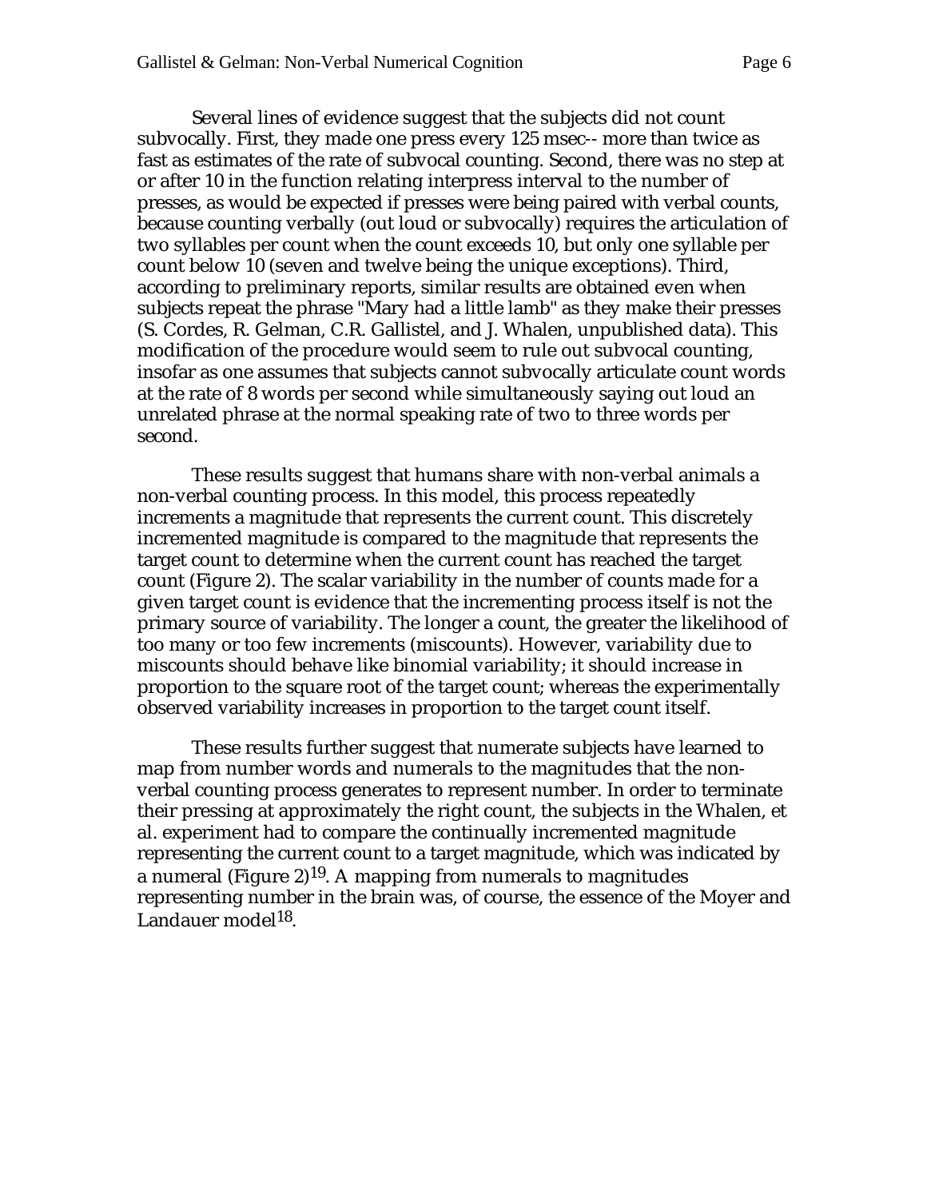Several lines of evidence suggest that the subjects did not count subvocally. First, they made one press every 125 msec-- more than twice as fast as estimates of the rate of subvocal counting. Second, there was no step at or after 10 in the function relating interpress interval to the number of presses, as would be expected if presses were being paired with verbal counts, because counting verbally (out loud or subvocally) requires the articulation of two syllables per count when the count exceeds 10, but only one syllable per count below 10 (seven and twelve being the unique exceptions). Third, according to preliminary reports, similar results are obtained even when subjects repeat the phrase "Mary had a little lamb" as they make their presses (S. Cordes, R. Gelman, C.R. Gallistel, and J. Whalen, unpublished data). This modification of the procedure would seem to rule out subvocal counting, insofar as one assumes that subjects cannot subvocally articulate count words at the rate of 8 words per second while simultaneously saying out loud an unrelated phrase at the normal speaking rate of two to three words per second.

These results suggest that humans share with non-verbal animals a non-verbal counting process. In this model, this process repeatedly increments a magnitude that represents the current count. This discretely incremented magnitude is compared to the magnitude that represents the target count to determine when the current count has reached the target count (Figure 2). The scalar variability in the number of counts made for a given target count is evidence that the incrementing process itself is not the primary source of variability. The longer a count, the greater the likelihood of too many or too few increments (miscounts). However, variability due to miscounts should behave like binomial variability; it should increase in proportion to the square root of the target count; whereas the experimentally observed variability increases in proportion to the target count itself.

These results further suggest that numerate subjects have learned to map from number words and numerals to the magnitudes that the non-verbal counting process generates to represent number. In order to terminate their pressing at approximately the right count, the subjects in the Whalen, et al. experiment had to compare the continually incremented magnitude representing the current count to a target magnitude, which was indicated by a numeral (Figure 2)[19]. A mapping from numerals to magnitudes representing number in the brain was, of course, the essence of the Moyer and Landauer model[18].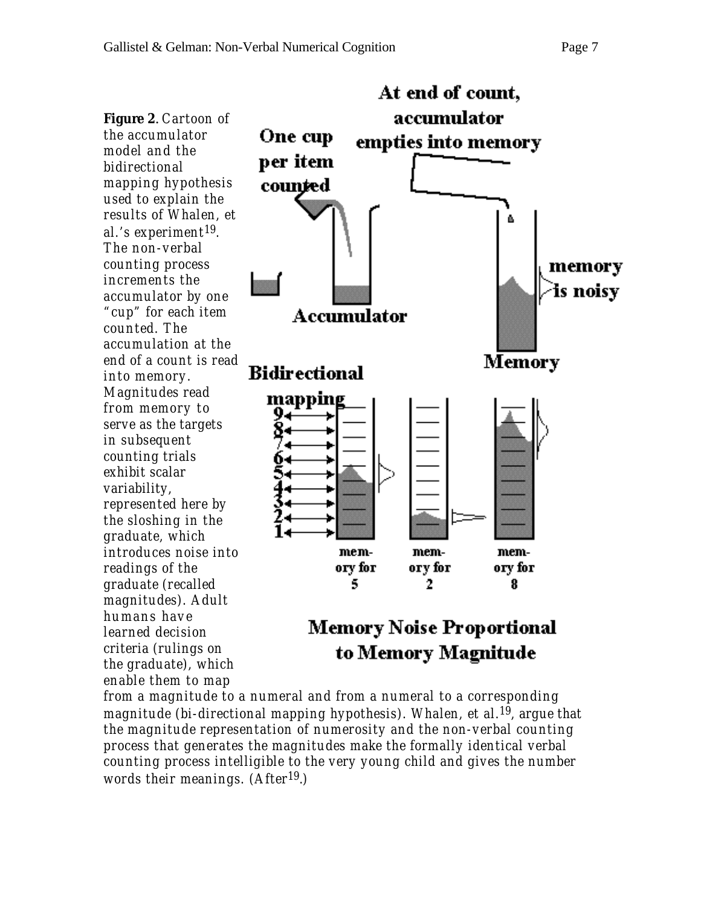**Figure 2**. *Cartoon of the accumulator model and the bidirectional mapping hypothesis used to explain the results of Whalen, et al.'s experiment*[19]. *The non-verbal counting process increments the accumulator by one "cup" for each item counted. The accumulation at the end of a count is read into memory. Magnitudes read from memory to serve as the targets in subsequent counting trials exhibit scalar variability, represented here by the sloshing in the graduate, which introduces noise into readings of the graduate (recalled magnitudes). Adult humans have learned decision criteria (rulings on the graduate), which enable them to map from a magnitude to a numeral and from a numeral to a corresponding magnitude (bi-directional mapping hypothesis). Whalen, et al.*[19]*, argue that the magnitude representation of numerosity and the non-verbal counting process that generates the magnitudes make the formally identical verbal counting process intelligible to the very young child and gives the number words their meanings. (After*[19]*.)*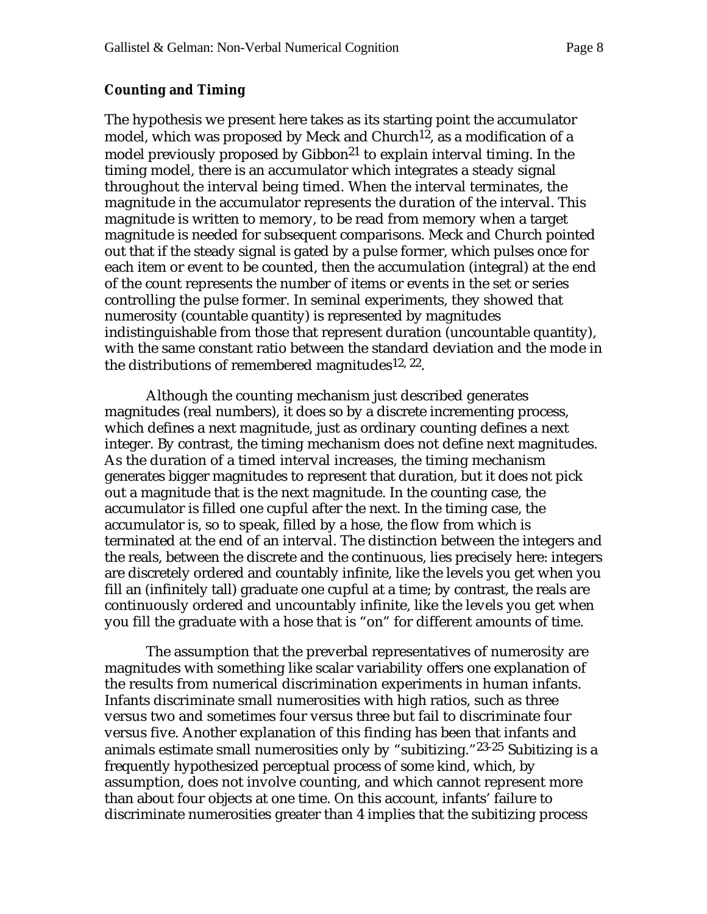### Counting and Timing

The hypothesis we present here takes as its starting point the accumulator model, which was proposed by Meck and Church[12], as a modification of a model previously proposed by Gibbon[21] to explain interval timing. In the timing model, there is an accumulator which integrates a steady signal throughout the interval being timed. When the interval terminates, the magnitude in the accumulator represents the duration of the interval. This magnitude is written to memory, to be read from memory when a target magnitude is needed for subsequent comparisons. Meck and Church pointed out that if the steady signal is gated by a pulse former, which pulses once for each item or event to be counted, then the accumulation (integral) at the end of the count represents the number of items or events in the set or series controlling the pulse former. In seminal experiments, they showed that numerosity (countable quantity) is represented by magnitudes indistinguishable from those that represent duration (uncountable quantity), with the same constant ratio between the standard deviation and the mode in the distributions of remembered magnitudes[12, 22].

Although the counting mechanism just described generates magnitudes (real numbers), it does so by a discrete incrementing process, which defines a next magnitude, just as ordinary counting defines a next integer. By contrast, the timing mechanism does not define next magnitudes. As the duration of a timed interval increases, the timing mechanism generates bigger magnitudes to represent that duration, but it does not pick out a magnitude that is the next magnitude. In the counting case, the accumulator is filled one cupful after the next. In the timing case, the accumulator is, so to speak, filled by a hose, the flow from which is terminated at the end of an interval. The distinction between the integers and the reals, between the discrete and the continuous, lies precisely here: integers are discretely ordered and countably infinite, like the levels you get when you fill an (infinitely tall) graduate one cupful at a time; by contrast, the reals are continuously ordered and uncountably infinite, like the levels you get when you fill the graduate with a hose that is "on" for different amounts of time.

The assumption that the preverbal representatives of numerosity are magnitudes with something like scalar variability offers one explanation of the results from numerical discrimination experiments in human infants. Infants discriminate small numerosities with high ratios, such as three versus two and sometimes four versus three but fail to discriminate four versus five. Another explanation of this finding has been that infants and animals estimate small numerosities only by "subitizing."[23-25] Subitizing is a frequently hypothesized perceptual process of some kind, which, by assumption, does not involve counting, and which cannot represent more than about four objects at one time. On this account, infants' failure to discriminate numerosities greater than 4 implies that the subitizing process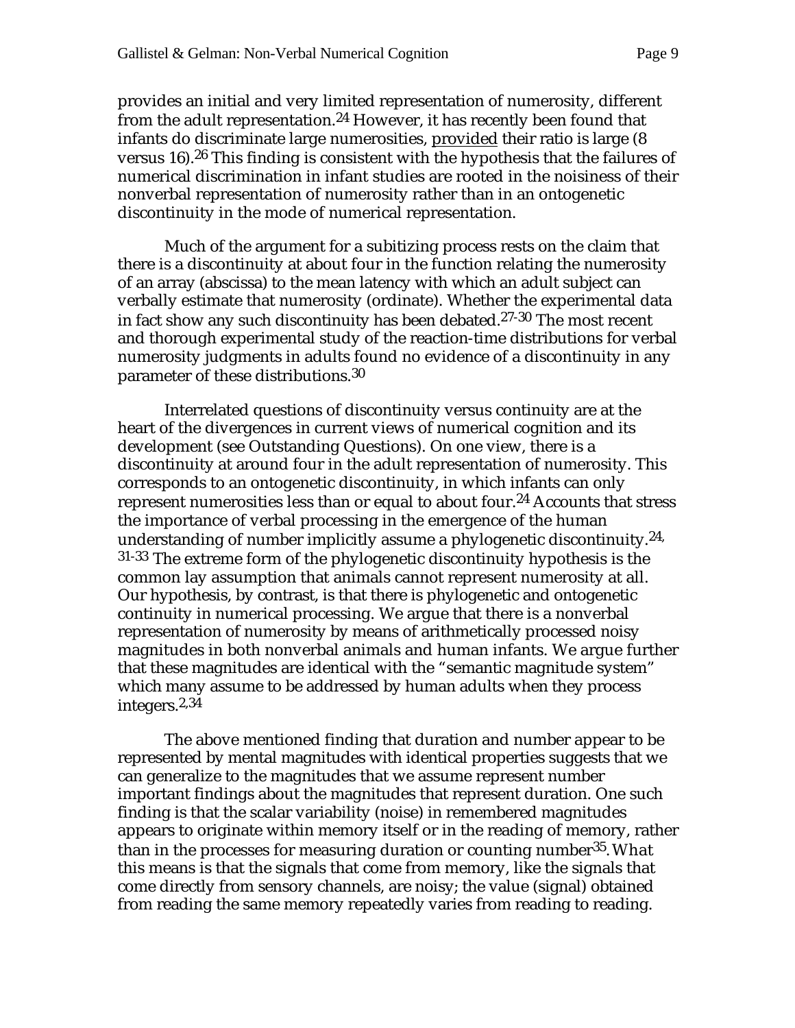provides an initial and very limited representation of numerosity, different from the adult representation.[24] However, it has recently been found that infants do discriminate large numerosities, provided their ratio is large (8 versus 16).[26] This finding is consistent with the hypothesis that the failures of numerical discrimination in infant studies are rooted in the noisiness of their nonverbal representation of numerosity rather than in an ontogenetic discontinuity in the mode of numerical representation.

Much of the argument for a subitizing process rests on the claim that there is a discontinuity at about four in the function relating the numerosity of an array (abscissa) to the mean latency with which an adult subject can verbally estimate that numerosity (ordinate). Whether the experimental data in fact show any such discontinuity has been debated.[27-30] The most recent and thorough experimental study of the reaction-time distributions for verbal numerosity judgments in adults found no evidence of a discontinuity in any parameter of these distributions.[30]

Interrelated questions of discontinuity versus continuity are at the heart of the divergences in current views of numerical cognition and its development (see Outstanding Questions). On one view, there is a discontinuity at around four in the adult representation of numerosity. This corresponds to an ontogenetic discontinuity, in which infants can only represent numerosities less than or equal to about four.[24] Accounts that stress the importance of verbal processing in the emergence of the human understanding of number implicitly assume a phylogenetic discontinuity.[24, 31-33] The extreme form of the phylogenetic discontinuity hypothesis is the common lay assumption that animals cannot represent numerosity at all. Our hypothesis, by contrast, is that there is phylogenetic and ontogenetic continuity in numerical processing. We argue that there is a nonverbal representation of numerosity by means of arithmetically processed noisy magnitudes in both nonverbal animals and human infants. We argue further that these magnitudes are identical with the "semantic magnitude system" which many assume to be addressed by human adults when they process integers.[2,34]

The above mentioned finding that duration and number appear to be represented by mental magnitudes with identical properties suggests that we can generalize to the magnitudes that we assume represent number important findings about the magnitudes that represent duration. One such finding is that the scalar variability (noise) in remembered magnitudes appears to originate within memory itself or in the reading of memory, rather than in the processes for measuring duration or counting number[35]. What this means is that the signals that come from memory, like the signals that come directly from sensory channels, are noisy; the value (signal) obtained from reading the same memory repeatedly varies from reading to reading.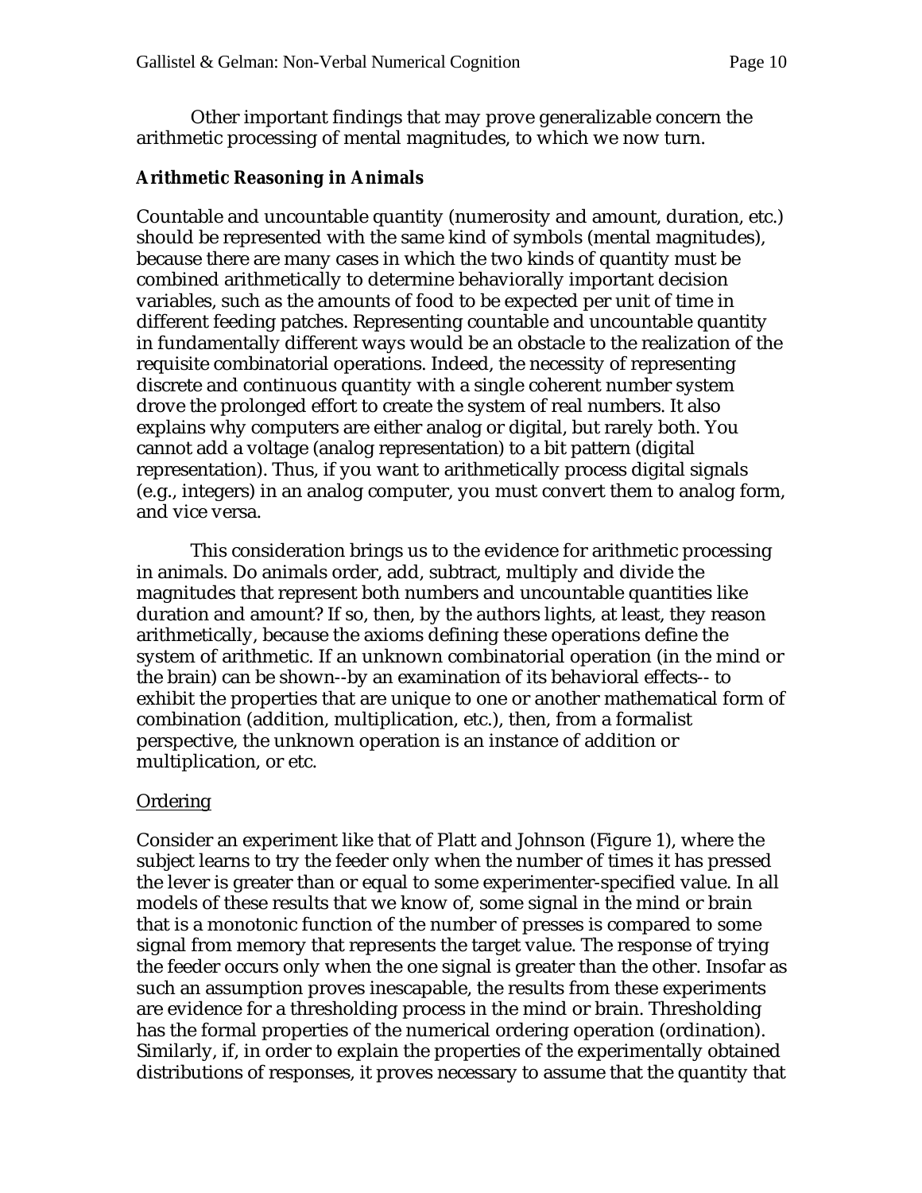Other important findings that may prove generalizable concern the arithmetic processing of mental magnitudes, to which we now turn.

**Arithmetic Reasoning in Animals**

Countable and uncountable quantity (numerosity and amount, duration, etc.) should be represented with the same kind of symbols (mental magnitudes), because there are many cases in which the two kinds of quantity must be combined arithmetically to determine behaviorally important decision variables, such as the amounts of food to be expected per unit of time in different feeding patches. Representing countable and uncountable quantity in fundamentally different ways would be an obstacle to the realization of the requisite combinatorial operations. Indeed, the necessity of representing discrete and continuous quantity with a single coherent number system drove the prolonged effort to create the system of real numbers. It also explains why computers are either analog or digital, but rarely both. You cannot add a voltage (analog representation) to a bit pattern (digital representation). Thus, if you want to arithmetically process digital signals (e.g., integers) in an analog computer, you must convert them to analog form, and vice versa.

This consideration brings us to the evidence for arithmetic processing in animals. Do animals order, add, subtract, multiply and divide the magnitudes that represent both numbers and uncountable quantities like duration and amount? If so, then, by the authors lights, at least, they reason arithmetically, because the axioms defining these operations define the system of arithmetic. If an unknown combinatorial operation (in the mind or the brain) can be shown--by an examination of its behavioral effects-- to exhibit the properties that are unique to one or another mathematical form of combination (addition, multiplication, etc.), then, from a formalist perspective, the unknown operation is an instance of addition or multiplication, or etc.

<u>Ordering</u>

Consider an experiment like that of Platt and Johnson (Figure 1), where the subject learns to try the feeder only when the number of times it has pressed the lever is greater than or equal to some experimenter-specified value. In all models of these results that we know of, some signal in the mind or brain that is a monotonic function of the number of presses is compared to some signal from memory that represents the target value. The response of trying the feeder occurs only when the one signal is greater than the other. Insofar as such an assumption proves inescapable, the results from these experiments are evidence for a thresholding process in the mind or brain. Thresholding has the formal properties of the numerical ordering operation (ordination). Similarly, if, in order to explain the properties of the experimentally obtained distributions of responses, it proves necessary to assume that the quantity that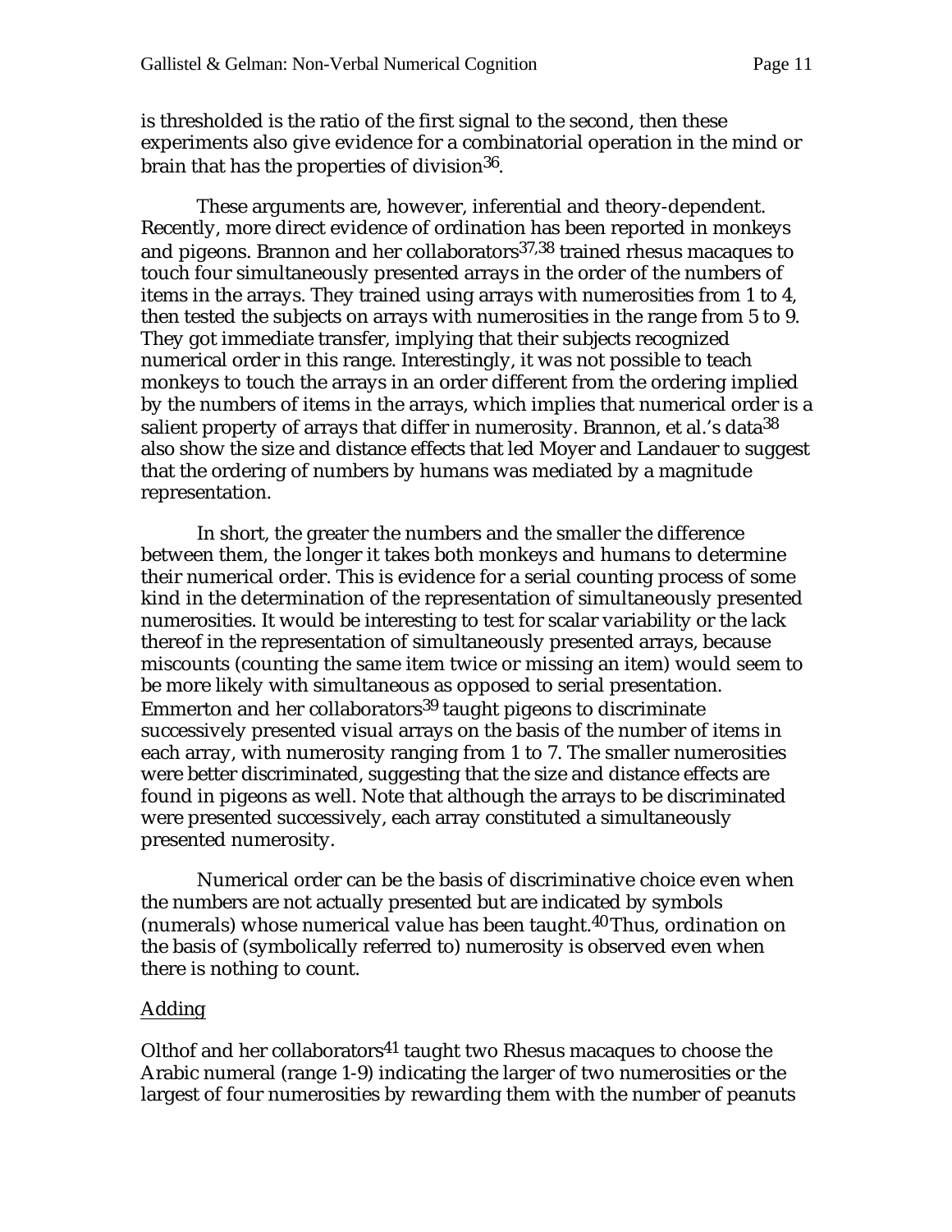is thresholded is the ratio of the first signal to the second, then these experiments also give evidence for a combinatorial operation in the mind or brain that has the properties of division[36].

These arguments are, however, inferential and theory-dependent. Recently, more direct evidence of ordination has been reported in monkeys and pigeons. Brannon and her collaborators[37,38] trained rhesus macaques to touch four simultaneously presented arrays in the order of the numbers of items in the arrays. They trained using arrays with numerosities from 1 to 4, then tested the subjects on arrays with numerosities in the range from 5 to 9. They got immediate transfer, implying that their subjects recognized numerical order in this range. Interestingly, it was not possible to teach monkeys to touch the arrays in an order different from the ordering implied by the numbers of items in the arrays, which implies that numerical order is a salient property of arrays that differ in numerosity. Brannon, et al.'s data[38] also show the size and distance effects that led Moyer and Landauer to suggest that the ordering of numbers by humans was mediated by a magnitude representation.

In short, the greater the numbers and the smaller the difference between them, the longer it takes both monkeys and humans to determine their numerical order. This is evidence for a serial counting process of some kind in the determination of the representation of simultaneously presented numerosities. It would be interesting to test for scalar variability or the lack thereof in the representation of simultaneously presented arrays, because miscounts (counting the same item twice or missing an item) would seem to be more likely with simultaneous as opposed to serial presentation. Emmerton and her collaborators[39] taught pigeons to discriminate successively presented visual arrays on the basis of the number of items in each array, with numerosity ranging from 1 to 7. The smaller numerosities were better discriminated, suggesting that the size and distance effects are found in pigeons as well. Note that although the arrays to be discriminated were presented successively, each array constituted a simultaneously presented numerosity.

Numerical order can be the basis of discriminative choice even when the numbers are not actually presented but are indicated by symbols (numerals) whose numerical value has been taught.[40] Thus, ordination on the basis of (symbolically referred to) numerosity is observed even when there is nothing to count.

## Adding

Olthof and her collaborators[41] taught two Rhesus macaques to choose the Arabic numeral (range 1-9) indicating the larger of two numerosities or the largest of four numerosities by rewarding them with the number of peanuts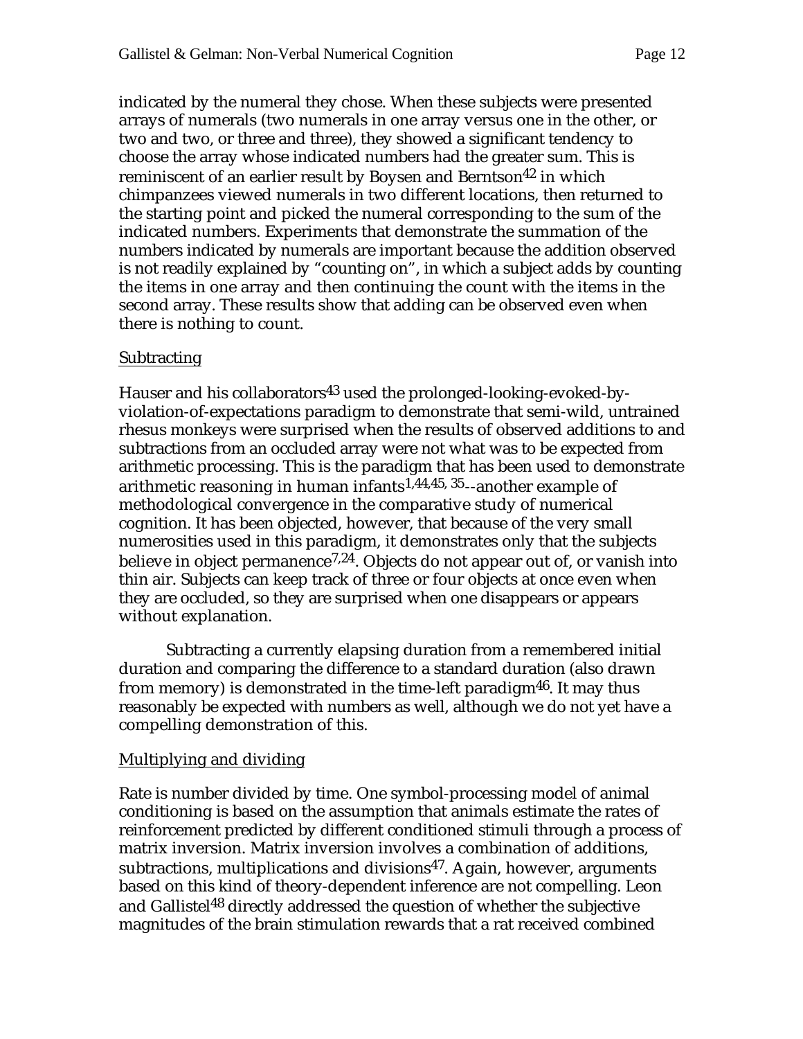indicated by the numeral they chose. When these subjects were presented arrays of numerals (two numerals in one array versus one in the other, or two and two, or three and three), they showed a significant tendency to choose the array whose indicated numbers had the greater sum. This is reminiscent of an earlier result by Boysen and Berntson[42] in which chimpanzees viewed numerals in two different locations, then returned to the starting point and picked the numeral corresponding to the sum of the indicated numbers. Experiments that demonstrate the summation of the numbers indicated by numerals are important because the addition observed is not readily explained by “counting on”, in which a subject adds by counting the items in one array and then continuing the count with the items in the second array. These results show that adding can be observed even when there is nothing to count.

## Subtracting

Hauser and his collaborators[43] used the prolonged-looking-evoked-by-violation-of-expectations paradigm to demonstrate that semi-wild, untrained rhesus monkeys were surprised when the results of observed additions to and subtractions from an occluded array were not what was to be expected from arithmetic processing. This is the paradigm that has been used to demonstrate arithmetic reasoning in human infants[1,44,45, 35]--another example of methodological convergence in the comparative study of numerical cognition. It has been objected, however, that because of the very small numerosities used in this paradigm, it demonstrates only that the subjects believe in object permanence[7,24]. Objects do not appear out of, or vanish into thin air. Subjects can keep track of three or four objects at once even when they are occluded, so they are surprised when one disappears or appears without explanation.

Subtracting a currently elapsing duration from a remembered initial duration and comparing the difference to a standard duration (also drawn from memory) is demonstrated in the time-left paradigm[46]. It may thus reasonably be expected with numbers as well, although we do not yet have a compelling demonstration of this.

## Multiplying and dividing

Rate is number divided by time. One symbol-processing model of animal conditioning is based on the assumption that animals estimate the rates of reinforcement predicted by different conditioned stimuli through a process of matrix inversion. Matrix inversion involves a combination of additions, subtractions, multiplications and divisions[47]. Again, however, arguments based on this kind of theory-dependent inference are not compelling. Leon and Gallistel[48] directly addressed the question of whether the subjective magnitudes of the brain stimulation rewards that a rat received combined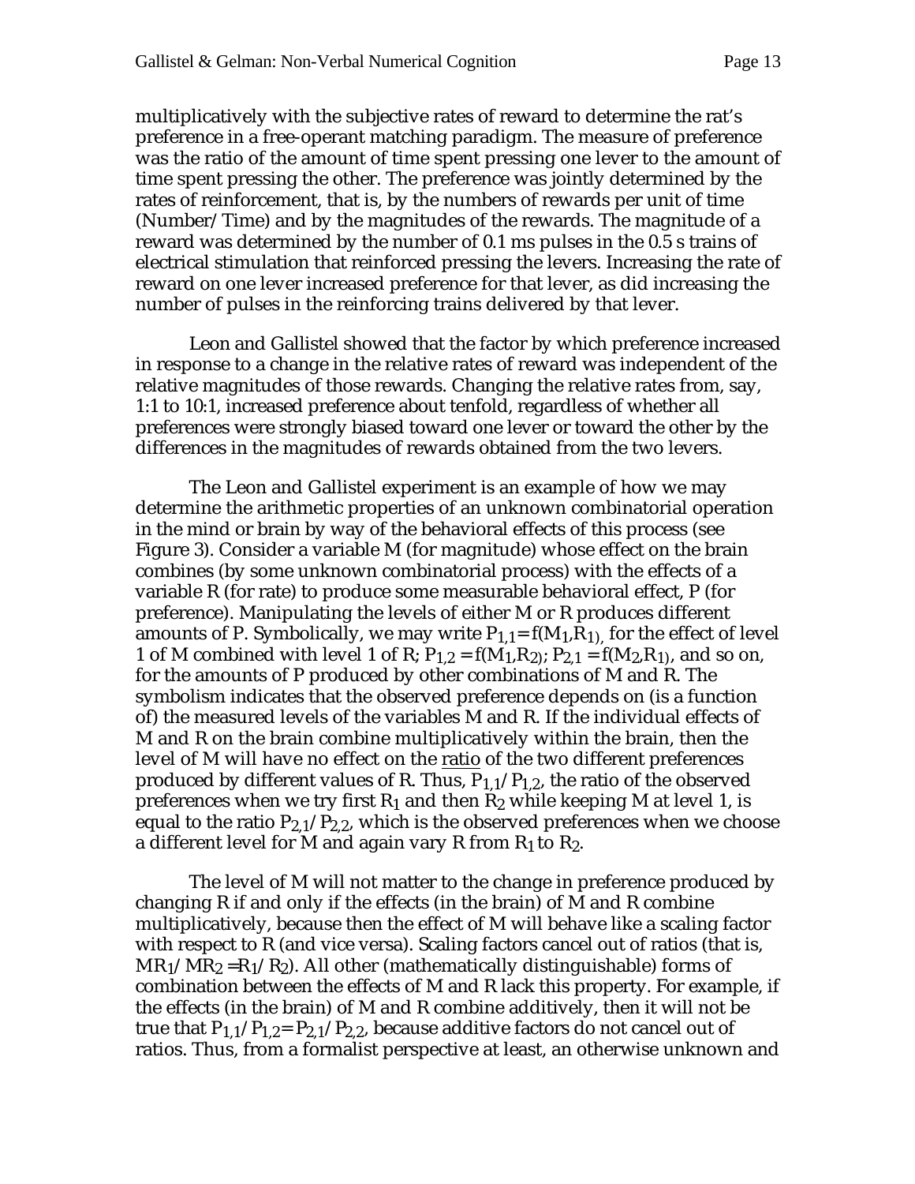multiplicatively with the subjective rates of reward to determine the rat's preference in a free-operant matching paradigm. The measure of preference was the ratio of the amount of time spent pressing one lever to the amount of time spent pressing the other. The preference was jointly determined by the rates of reinforcement, that is, by the numbers of rewards per unit of time (Number/Time) and by the magnitudes of the rewards. The magnitude of a reward was determined by the number of 0.1 ms pulses in the 0.5 s trains of electrical stimulation that reinforced pressing the levers. Increasing the rate of reward on one lever increased preference for that lever, as did increasing the number of pulses in the reinforcing trains delivered by that lever.

Leon and Gallistel showed that the factor by which preference increased in response to a change in the relative rates of reward was independent of the relative magnitudes of those rewards. Changing the relative rates from, say, 1:1 to 10:1, increased preference about tenfold, regardless of whether all preferences were strongly biased toward one lever or toward the other by the differences in the magnitudes of rewards obtained from the two levers.

The Leon and Gallistel experiment is an example of how we may determine the arithmetic properties of an unknown combinatorial operation in the mind or brain by way of the behavioral effects of this process (see Figure 3). Consider a variable M (for magnitude) whose effect on the brain combines (by some unknown combinatorial process) with the effects of a variable R (for rate) to produce some measurable behavioral effect, P (for preference). Manipulating the levels of either M or R produces different amounts of P. Symbolically, we may write $P_{1,1} = f(M_1, R_1)$, for the effect of level 1 of M combined with level 1 of R; $P_{1,2} = f(M_1, R_2)$; $P_{2,1} = f(M_2, R_1)$, and so on, for the amounts of P produced by other combinations of M and R. The symbolism indicates that the observed preference depends on (is a function of) the measured levels of the variables M and R. If the individual effects of M and R on the brain combine multiplicatively within the brain, then the level of M will have no effect on the ratio of the two different preferences produced by different values of R. Thus, $P_{1,1}/P_{1,2}$, the ratio of the observed preferences when we try first $R_1$ and then $R_2$ while keeping M at level 1, is equal to the ratio $P_{2,1}/P_{2,2}$, which is the observed preferences when we choose a different level for M and again vary R from $R_1$ to $R_2$.

The level of M will not matter to the change in preference produced by changing R if and only if the effects (in the brain) of M and R combine multiplicatively, because then the effect of M will behave like a scaling factor with respect to R (and vice versa). Scaling factors cancel out of ratios (that is, $MR_1/MR_2 = R_1/R_2$). All other (mathematically distinguishable) forms of combination between the effects of M and R lack this property. For example, if the effects (in the brain) of M and R combine additively, then it will not be true that $P_{1,1}/P_{1,2} = P_{2,1}/P_{2,2}$, because additive factors do not cancel out of ratios. Thus, from a formalist perspective at least, an otherwise unknown and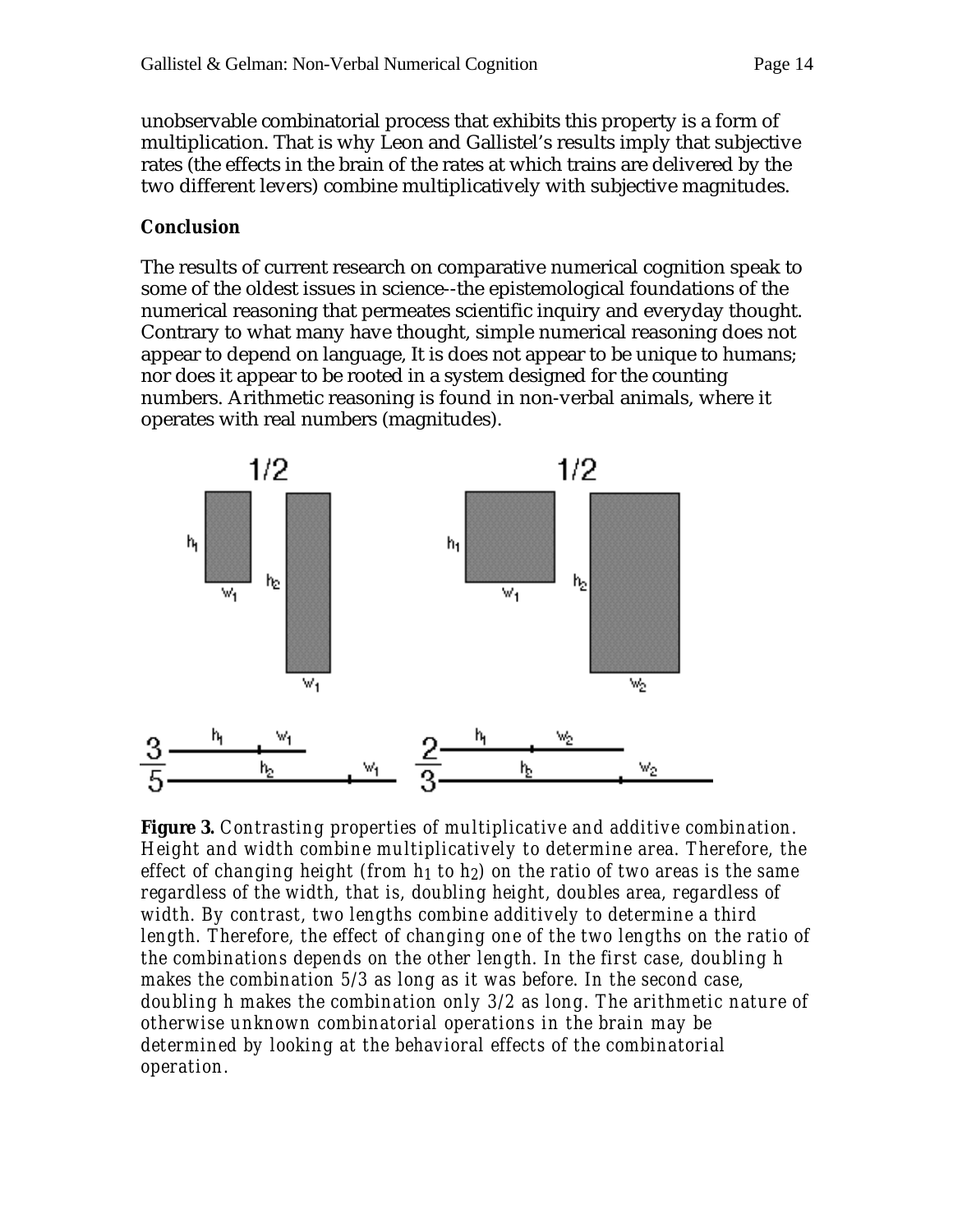unobservable combinatorial process that exhibits this property is a form of multiplication. That is why Leon and Gallistel's results imply that subjective rates (the effects in the brain of the rates at which trains are delivered by the two different levers) combine multiplicatively with subjective magnitudes.

**Conclusion**

The results of current research on comparative numerical cognition speak to some of the oldest issues in science--the epistemological foundations of the numerical reasoning that permeates scientific inquiry and everyday thought. Contrary to what many have thought, simple numerical reasoning does not appear to depend on language, It is does not appear to be unique to humans; nor does it appear to be rooted in a system designed for the counting numbers. Arithmetic reasoning is found in non-verbal animals, where it operates with real numbers (magnitudes).

**Figure 3.** *Contrasting properties of multiplicative and additive combination. Height and width combine multiplicatively to determine area. Therefore, the effect of changing height (from $h_1$ to $h_2$) on the ratio of two areas is the same regardless of the width, that is, doubling height, doubles area, regardless of width. By contrast, two lengths combine additively to determine a third length. Therefore, the effect of changing one of the two lengths on the ratio of the combinations depends on the other length. In the first case, doubling h makes the combination 5/3 as long as it was before. In the second case, doubling h makes the combination only 3/2 as long. The arithmetic nature of otherwise unknown combinatorial operations in the brain may be determined by looking at the behavioral effects of the combinatorial operation.*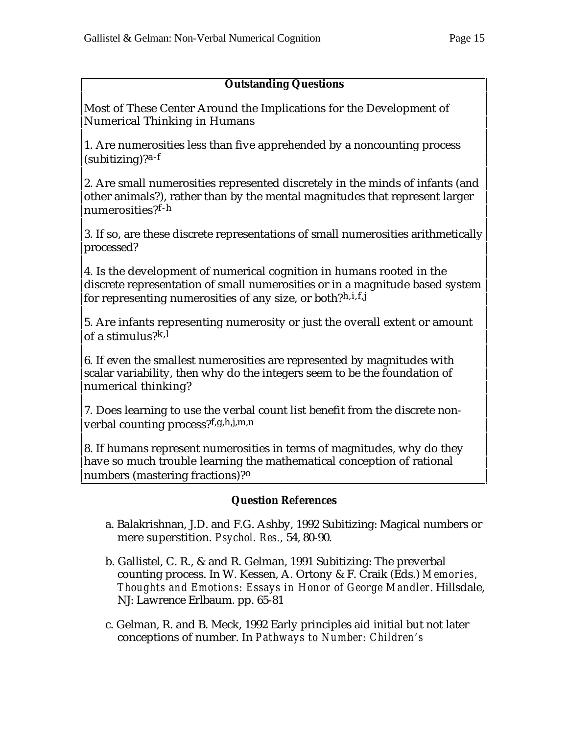## Outstanding Questions

Most of These Center Around the Implications for the Development of Numerical Thinking in Humans

1. Are numerosities less than five apprehended by a noncounting process (subitizing)?[a-f]

2. Are small numerosities represented discretely in the minds of infants (and other animals?), rather than by the mental magnitudes that represent larger numerosities?[f-h]

3. If so, are these discrete representations of small numerosities arithmetically processed?

4. Is the development of numerical cognition in humans rooted in the discrete representation of small numerosities or in a magnitude based system for representing numerosities of any size, or both?[h,i,f,j]

5. Are infants representing numerosity or just the overall extent or amount of a stimulus?[k,l]

6. If even the smallest numerosities are represented by magnitudes with scalar variability, then why do the integers seem to be the foundation of numerical thinking?

7. Does learning to use the verbal count list benefit from the discrete non-verbal counting process?[f,g,h,j,m,n]

8. If humans represent numerosities in terms of magnitudes, why do they have so much trouble learning the mathematical conception of rational numbers (mastering fractions)?[o]

## Question References

a. Balakrishnan, J.D. and F.G. Ashby, 1992 Subitizing: Magical numbers or mere superstition. *Psychol. Res.,* 54, 80-90.

b. Gallistel, C. R., & and R. Gelman, 1991 Subitizing: The preverbal counting process. In W. Kessen, A. Ortony & F. Craik (Eds.) *Memories, Thoughts and Emotions: Essays in Honor of George Mandler*. Hillsdale, NJ: Lawrence Erlbaum. pp. 65-81

c. Gelman, R. and B. Meck, 1992 Early principles aid initial but not later conceptions of number. In *Pathways to Number: Children's*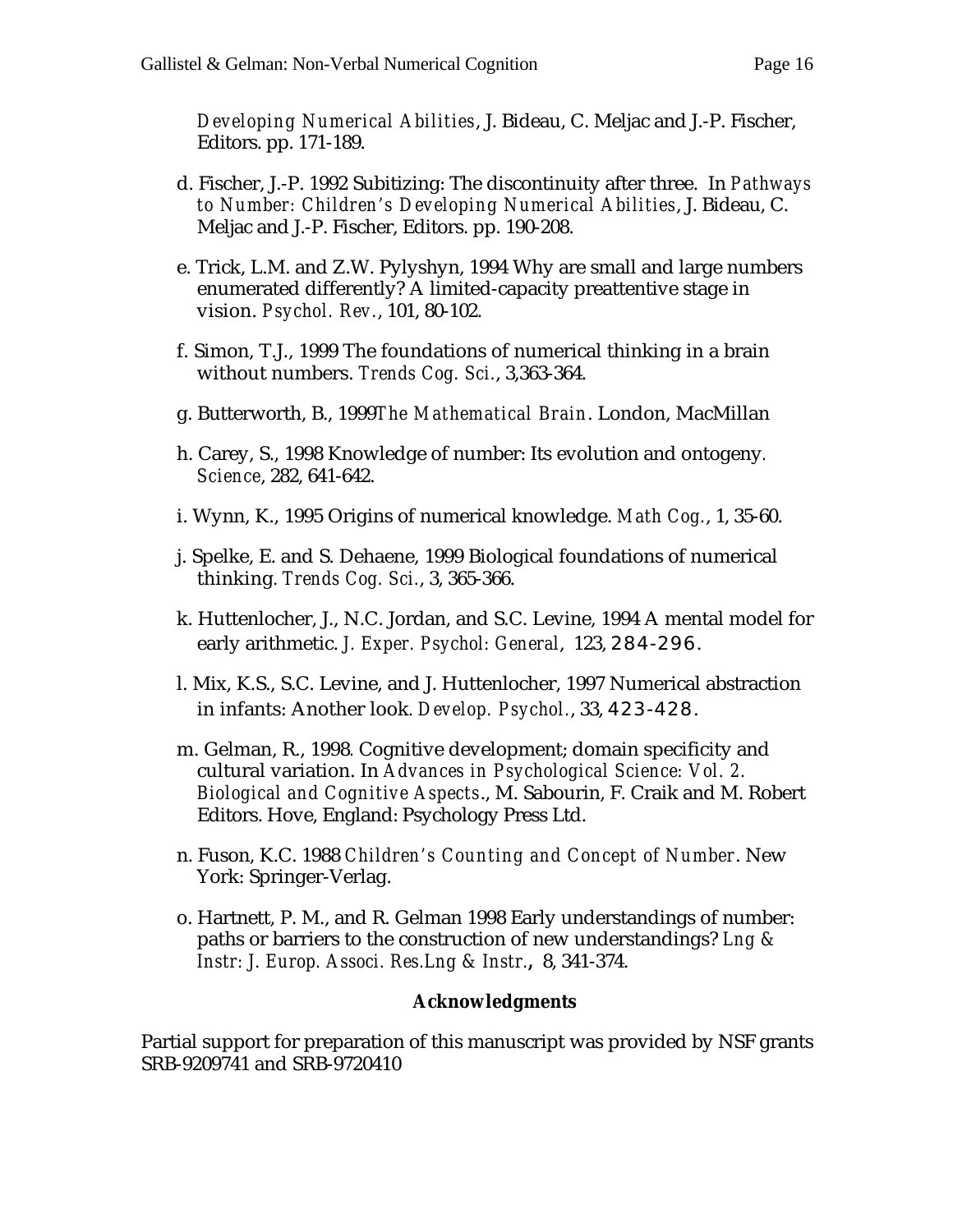*Developing Numerical Abilities*, J. Bideau, C. Meljac and J.-P. Fischer, Editors. pp. 171-189.

d. Fischer, J.-P. 1992 Subitizing: The discontinuity after three. In *Pathways to Number: Children's Developing Numerical Abilities*, J. Bideau, C. Meljac and J.-P. Fischer, Editors. pp. 190-208.

e. Trick, L.M. and Z.W. Pylyshyn, 1994 Why are small and large numbers enumerated differently? A limited-capacity preattentive stage in vision. *Psychol. Rev.*, 101, 80-102.

f. Simon, T.J., 1999 The foundations of numerical thinking in a brain without numbers. *Trends Cog. Sci.*, 3,363-364.

g. Butterworth, B., 1999*The Mathematical Brain*. London, MacMillan

h. Carey, S., 1998 Knowledge of number: Its evolution and ontogeny. *Science*, 282, 641-642.

i. Wynn, K., 1995 Origins of numerical knowledge. *Math Cog.*, 1, 35-60.

j. Spelke, E. and S. Dehaene, 1999 Biological foundations of numerical thinking. *Trends Cog. Sci.*, 3, 365-366.

k. Huttenlocher, J., N.C. Jordan, and S.C. Levine, 1994 A mental model for early arithmetic. *J. Exper. Psychol: General*, 123, 284-296.

l. Mix, K.S., S.C. Levine, and J. Huttenlocher, 1997 Numerical abstraction in infants: Another look. *Develop. Psychol.*, 33, 423-428.

m. Gelman, R., 1998. Cognitive development; domain specificity and cultural variation. In *Advances in Psychological Science: Vol. 2. Biological and Cognitive Aspects*., M. Sabourin, F. Craik and M. Robert Editors. Hove, England: Psychology Press Ltd.

n. Fuson, K.C. 1988 *Children's Counting and Concept of Number*. New York: Springer-Verlag.

o. Hartnett, P. M., and R. Gelman 1998 Early understandings of number: paths or barriers to the construction of new understandings? *Lng & Instr: J. Europ. Associ. Res.Lng & Instr.*, 8, 341-374.

**Acknowledgments**

Partial support for preparation of this manuscript was provided by NSF grants SRB-9209741 and SRB-9720410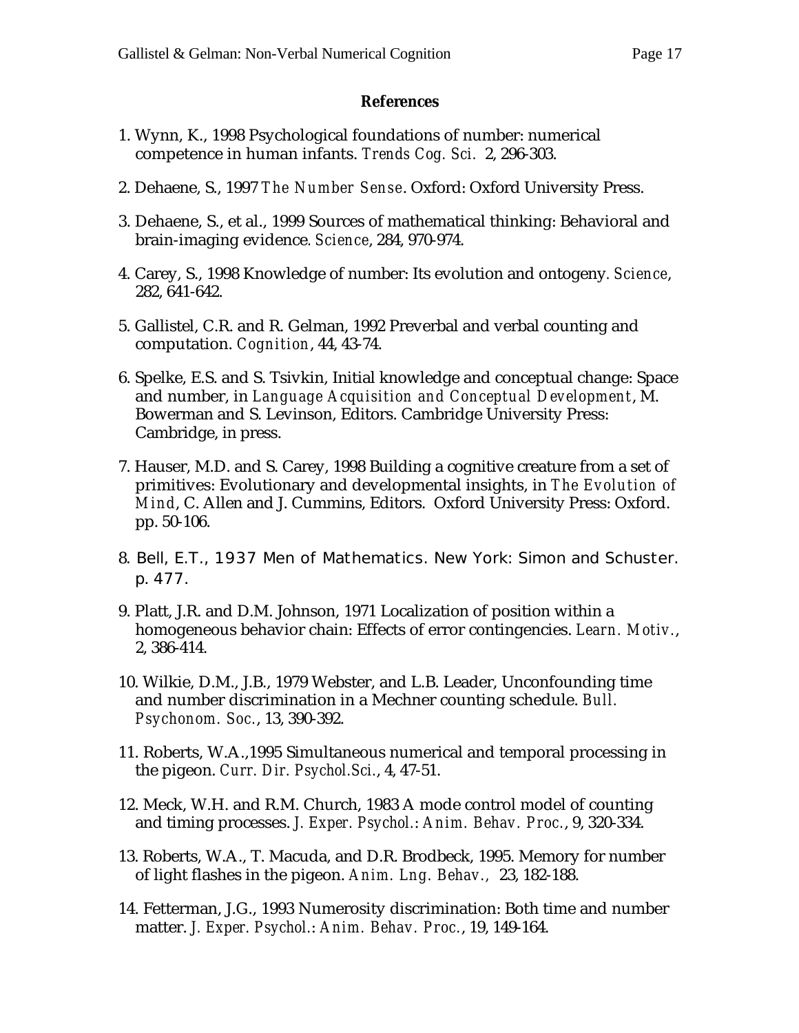## References

1. Wynn, K., 1998 Psychological foundations of number: numerical competence in human infants. *Trends Cog. Sci.* 2, 296-303.

2. Dehaene, S., 1997 *The Number Sense*. Oxford: Oxford University Press.

3. Dehaene, S., et al., 1999 Sources of mathematical thinking: Behavioral and brain-imaging evidence. *Science*, 284, 970-974.

4. Carey, S., 1998 Knowledge of number: Its evolution and ontogeny. *Science*, 282, 641-642.

5. Gallistel, C.R. and R. Gelman, 1992 Preverbal and verbal counting and computation. *Cognition*, 44, 43-74.

6. Spelke, E.S. and S. Tsivkin, Initial knowledge and conceptual change: Space and number, in *Language Acquisition and Conceptual Development*, M. Bowerman and S. Levinson, Editors. Cambridge University Press: Cambridge, in press.

7. Hauser, M.D. and S. Carey, 1998 Building a cognitive creature from a set of primitives: Evolutionary and developmental insights, in *The Evolution of Mind*, C. Allen and J. Cummins, Editors. Oxford University Press: Oxford. pp. 50-106.

8. Bell, E.T., 1937 Men of Mathematics. New York: Simon and Schuster. p. 477.

9. Platt, J.R. and D.M. Johnson, 1971 Localization of position within a homogeneous behavior chain: Effects of error contingencies. *Learn. Motiv.*, 2, 386-414.

10. Wilkie, D.M., J.B., 1979 Webster, and L.B. Leader, Unconfounding time and number discrimination in a Mechner counting schedule. *Bull. Psychonom. Soc.*, 13, 390-392.

11. Roberts, W.A.,1995 Simultaneous numerical and temporal processing in the pigeon. *Curr. Dir. Psychol.Sci.*, 4, 47-51.

12. Meck, W.H. and R.M. Church, 1983 A mode control model of counting and timing processes. *J. Exper. Psychol.: Anim. Behav. Proc.*, 9, 320-334.

13. Roberts, W.A., T. Macuda, and D.R. Brodbeck, 1995. Memory for number of light flashes in the pigeon. *Anim. Lng. Behav.,* 23, 182-188.

14. Fetterman, J.G., 1993 Numerosity discrimination: Both time and number matter. *J. Exper. Psychol.: Anim. Behav. Proc.*, 19, 149-164.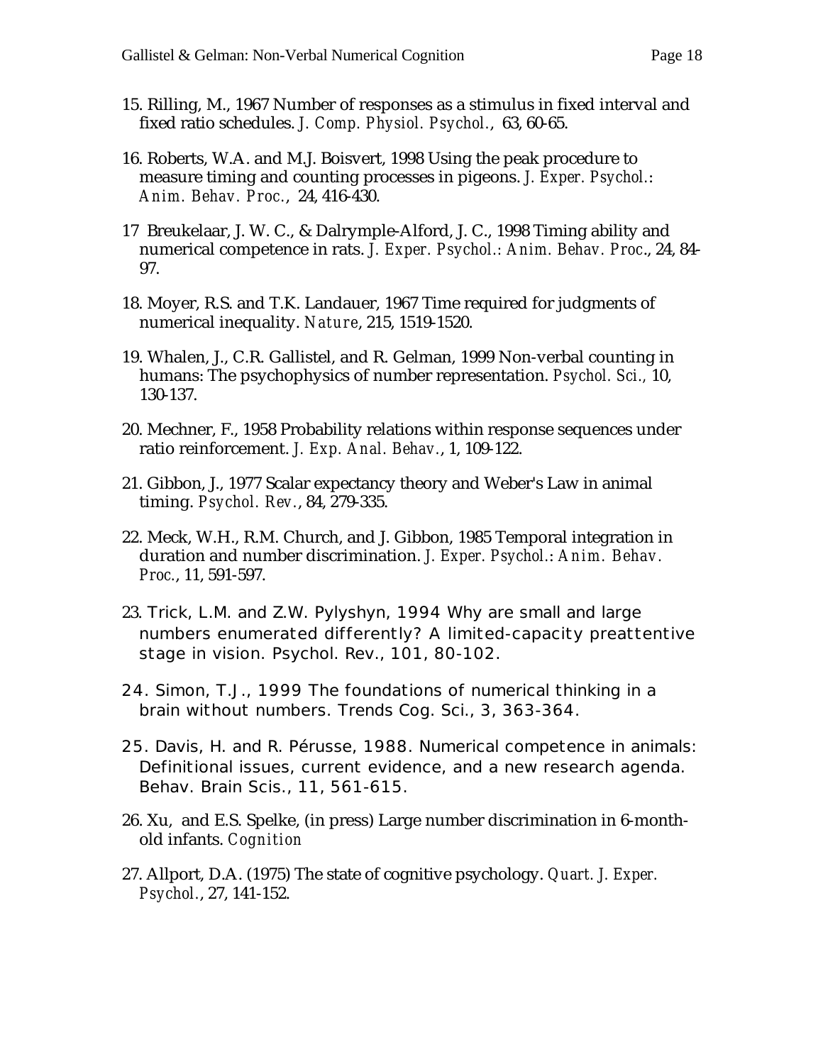15. Rilling, M., 1967 Number of responses as a stimulus in fixed interval and fixed ratio schedules. *J. Comp. Physiol. Psychol.*, 63, 60-65.

16. Roberts, W.A. and M.J. Boisvert, 1998 Using the peak procedure to measure timing and counting processes in pigeons. *J. Exper. Psychol.: Anim. Behav. Proc.*, 24, 416-430.

17 Breukelaar, J. W. C., & Dalrymple-Alford, J. C., 1998 Timing ability and numerical competence in rats. *J. Exper. Psychol.: Anim. Behav. Proc.*, 24, 84-97.

18. Moyer, R.S. and T.K. Landauer, 1967 Time required for judgments of numerical inequality. *Nature*, 215, 1519-1520.

19. Whalen, J., C.R. Gallistel, and R. Gelman, 1999 Non-verbal counting in humans: The psychophysics of number representation. *Psychol. Sci.*, 10, 130-137.

20. Mechner, F., 1958 Probability relations within response sequences under ratio reinforcement. *J. Exp. Anal. Behav.*, 1, 109-122.

21. Gibbon, J., 1977 Scalar expectancy theory and Weber's Law in animal timing. *Psychol. Rev.*, 84, 279-335.

22. Meck, W.H., R.M. Church, and J. Gibbon, 1985 Temporal integration in duration and number discrimination. *J. Exper. Psychol.: Anim. Behav. Proc.*, 11, 591-597.

23. Trick, L.M. and Z.W. Pylyshyn, 1994 Why are small and large numbers enumerated differently? A limited-capacity preattentive stage in vision. Psychol. Rev., 101, 80-102.

24. Simon, T.J., 1999 The foundations of numerical thinking in a brain without numbers. Trends Cog. Sci., 3, 363-364.

25. Davis, H. and R. Pérusse, 1988. Numerical competence in animals: Definitional issues, current evidence, and a new research agenda. Behav. Brain Scis., 11, 561-615.

26. Xu, and E.S. Spelke, (in press) Large number discrimination in 6-month-old infants. *Cognition*

27. Allport, D.A. (1975) The state of cognitive psychology. *Quart. J. Exper. Psychol.*, 27, 141-152.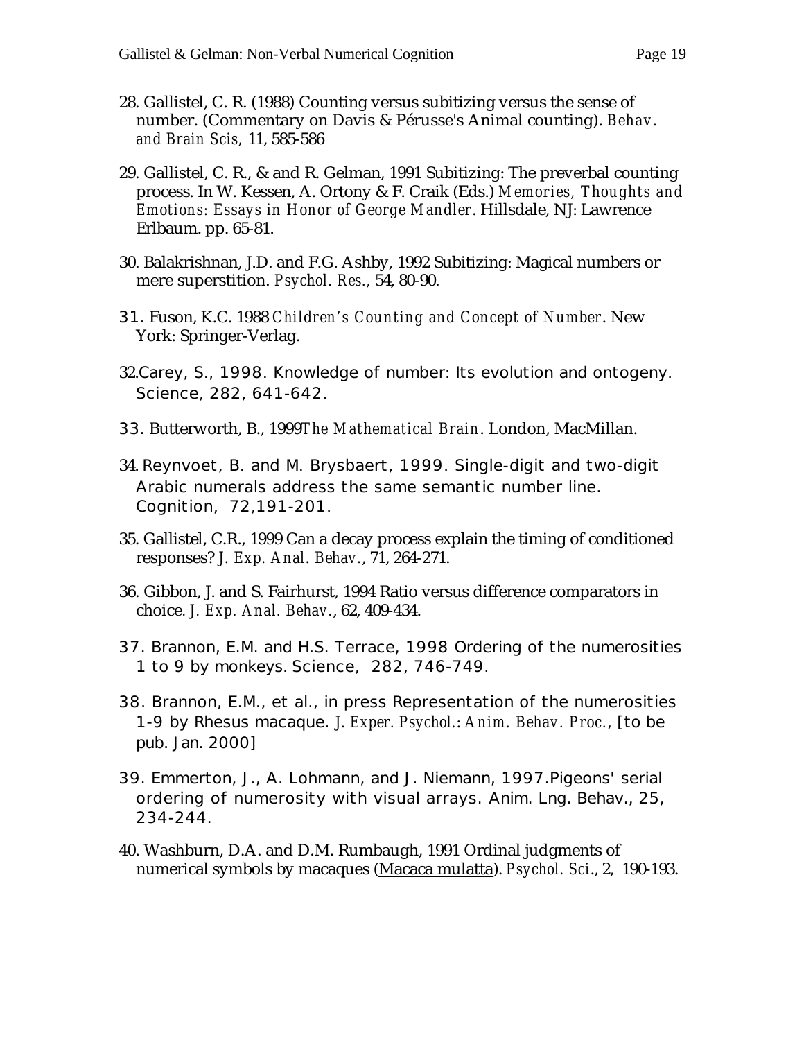28. Gallistel, C. R. (1988) Counting versus subitizing versus the sense of number. (Commentary on Davis & Pérusse's Animal counting). *Behav. and Brain Scis*, 11, 585-586

29. Gallistel, C. R., & and R. Gelman, 1991 Subitizing: The preverbal counting process. In W. Kessen, A. Ortony & F. Craik (Eds.) *Memories, Thoughts and Emotions: Essays in Honor of George Mandler*. Hillsdale, NJ: Lawrence Erlbaum. pp. 65-81.

30. Balakrishnan, J.D. and F.G. Ashby, 1992 Subitizing: Magical numbers or mere superstition. *Psychol. Res.*, 54, 80-90.

31. Fuson, K.C. 1988 *Children's Counting and Concept of Number*. New York: Springer-Verlag.

32.Carey, S., 1998. Knowledge of number: Its evolution and ontogeny. Science, 282, 641-642.

33. Butterworth, B., 1999*The Mathematical Brain*. London, MacMillan.

34. Reynvoet, B. and M. Brysbaert, 1999. Single-digit and two-digit Arabic numerals address the same semantic number line. Cognition, 72,191-201.

35. Gallistel, C.R., 1999 Can a decay process explain the timing of conditioned responses? *J. Exp. Anal. Behav.*, 71, 264-271.

36. Gibbon, J. and S. Fairhurst, 1994 Ratio versus difference comparators in choice. *J. Exp. Anal. Behav.*, 62, 409-434.

37. Brannon, E.M. and H.S. Terrace, 1998 Ordering of the numerosities 1 to 9 by monkeys. Science, 282, 746-749.

38. Brannon, E.M., et al., in press Representation of the numerosities 1-9 by Rhesus macaque. *J. Exper. Psychol.: Anim. Behav. Proc.*, [to be pub. Jan. 2000]

39. Emmerton, J., A. Lohmann, and J. Niemann, 1997.Pigeons' serial ordering of numerosity with visual arrays. Anim. Lng. Behav., 25, 234-244.

40. Washburn, D.A. and D.M. Rumbaugh, 1991 Ordinal judgments of numerical symbols by macaques (Macaca mulatta). *Psychol. Sci.*, 2, 190-193.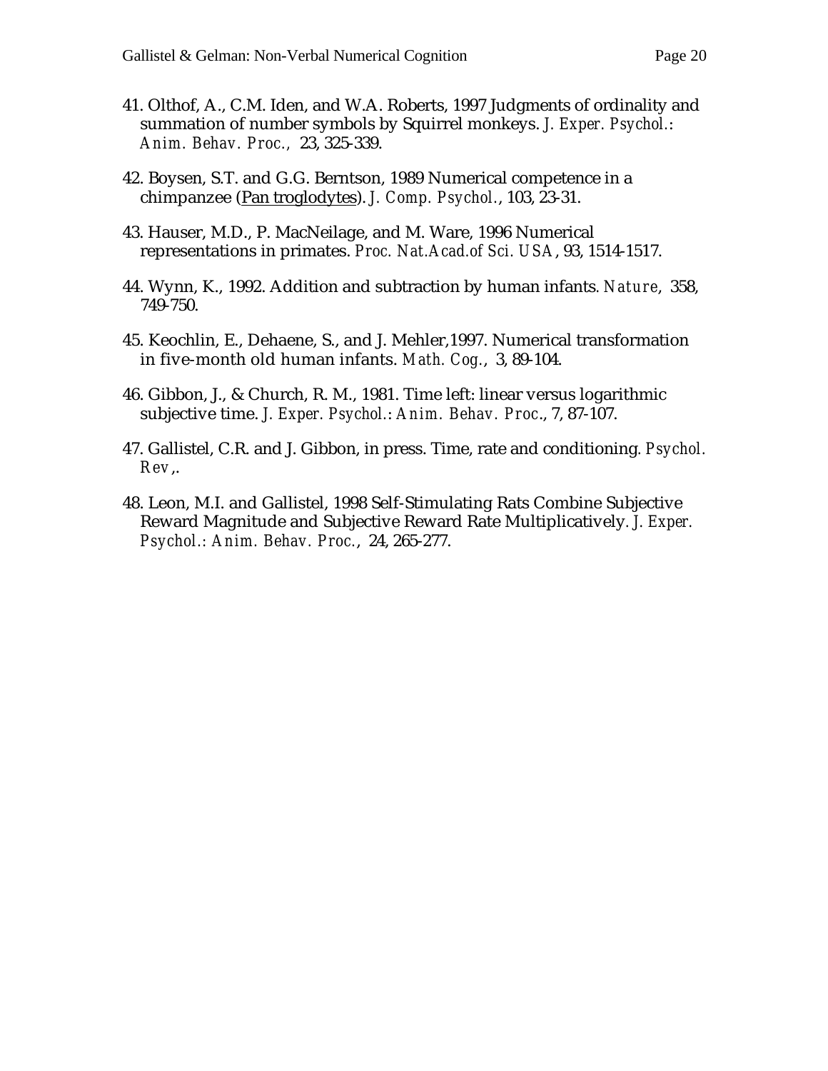41. Olthof, A., C.M. Iden, and W.A. Roberts, 1997 Judgments of ordinality and summation of number symbols by Squirrel monkeys. *J. Exper. Psychol.: Anim. Behav. Proc.,* 23, 325-339.

42. Boysen, S.T. and G.G. Berntson, 1989 Numerical competence in a chimpanzee (Pan troglodytes). *J. Comp. Psychol.*, 103, 23-31.

43. Hauser, M.D., P. MacNeilage, and M. Ware, 1996 Numerical representations in primates. *Proc. Nat.Acad.of Sci. USA*, 93, 1514-1517.

44. Wynn, K., 1992. Addition and subtraction by human infants. *Nature*, 358, 749-750.

45. Keochlin, E., Dehaene, S., and J. Mehler,1997. Numerical transformation in five-month old human infants. *Math. Cog.*, 3, 89-104.

46. Gibbon, J., & Church, R. M., 1981. Time left: linear versus logarithmic subjective time. *J. Exper. Psychol.: Anim. Behav. Proc*., 7, 87-107.

47. Gallistel, C.R. and J. Gibbon, in press. Time, rate and conditioning. *Psychol. Rev*,.

48. Leon, M.I. and Gallistel, 1998 Self-Stimulating Rats Combine Subjective Reward Magnitude and Subjective Reward Rate Multiplicatively. *J. Exper. Psychol.: Anim. Behav. Proc.*, 24, 265-277.